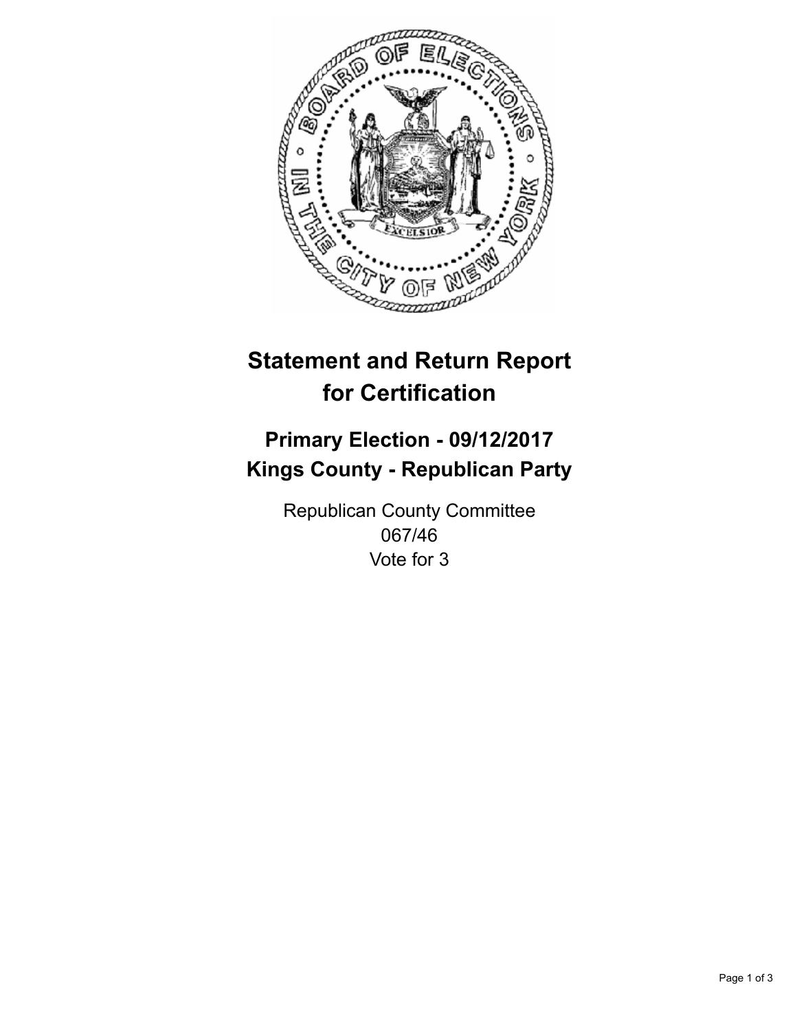# Statement and Return Report for Certification

## Primary Election - 09/12/2017
## Kings County - Republican Party

Republican County Committee
067/46
Vote for 3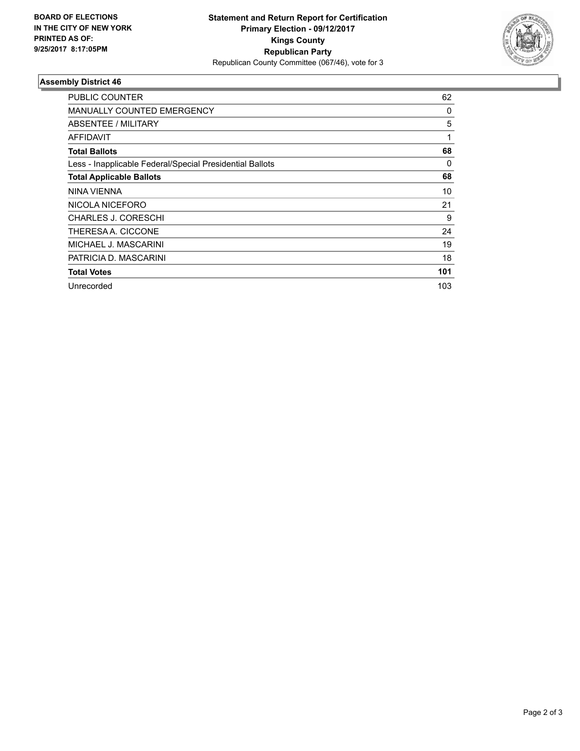**BOARD OF ELECTIONS IN THE CITY OF NEW YORK PRINTED AS OF: 9/25/2017 8:17:05PM**

**Statement and Return Report for Certification**
**Primary Election - 09/12/2017**
**Kings County**
**Republican Party**
Republican County Committee (067/46), vote for 3

### Assembly District 46

| | |
|---|---|
| PUBLIC COUNTER | 62 |
| MANUALLY COUNTED EMERGENCY | 0 |
| ABSENTEE / MILITARY | 5 |
| AFFIDAVIT | 1 |
| **Total Ballots** | **68** |
| Less - Inapplicable Federal/Special Presidential Ballots | 0 |
| **Total Applicable Ballots** | **68** |
| NINA VIENNA | 10 |
| NICOLA NICEFORO | 21 |
| CHARLES J. CORESCHI | 9 |
| THERESA A. CICCONE | 24 |
| MICHAEL J. MASCARINI | 19 |
| PATRICIA D. MASCARINI | 18 |
| **Total Votes** | **101** |
| Unrecorded | 103 |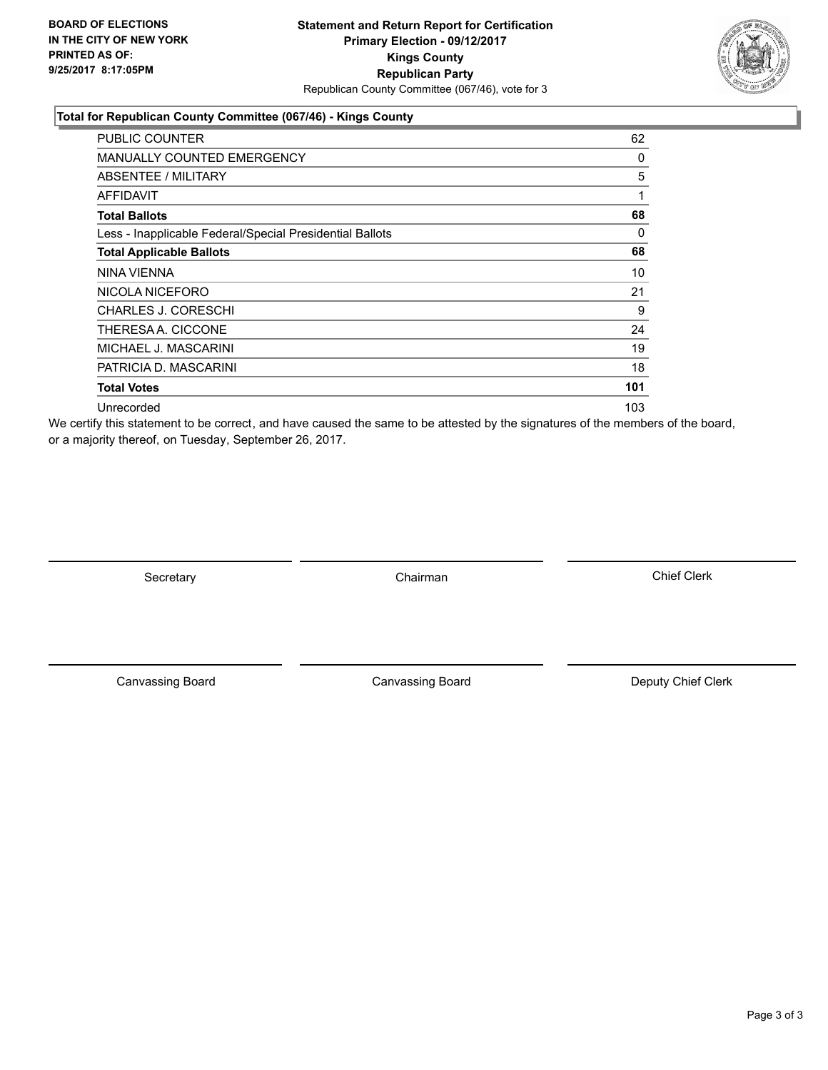**BOARD OF ELECTIONS**
**IN THE CITY OF NEW YORK**
**PRINTED AS OF:**
**9/25/2017 8:17:05PM**

**Statement and Return Report for Certification**
**Primary Election - 09/12/2017**
**Kings County**
**Republican Party**
Republican County Committee (067/46), vote for 3

### Total for Republican County Committee (067/46) - Kings County

| | |
|---|---|
| PUBLIC COUNTER | 62 |
| MANUALLY COUNTED EMERGENCY | 0 |
| ABSENTEE / MILITARY | 5 |
| AFFIDAVIT | 1 |
| **Total Ballots** | **68** |
| Less - Inapplicable Federal/Special Presidential Ballots | 0 |
| **Total Applicable Ballots** | **68** |
| NINA VIENNA | 10 |
| NICOLA NICEFORO | 21 |
| CHARLES J. CORESCHI | 9 |
| THERESA A. CICCONE | 24 |
| MICHAEL J. MASCARINI | 19 |
| PATRICIA D. MASCARINI | 18 |
| **Total Votes** | **101** |
| Unrecorded | 103 |

We certify this statement to be correct, and have caused the same to be attested by the signatures of the members of the board, or a majority thereof, on Tuesday, September 26, 2017.

Secretary

Chairman

Chief Clerk

Canvassing Board

Canvassing Board

Deputy Chief Clerk